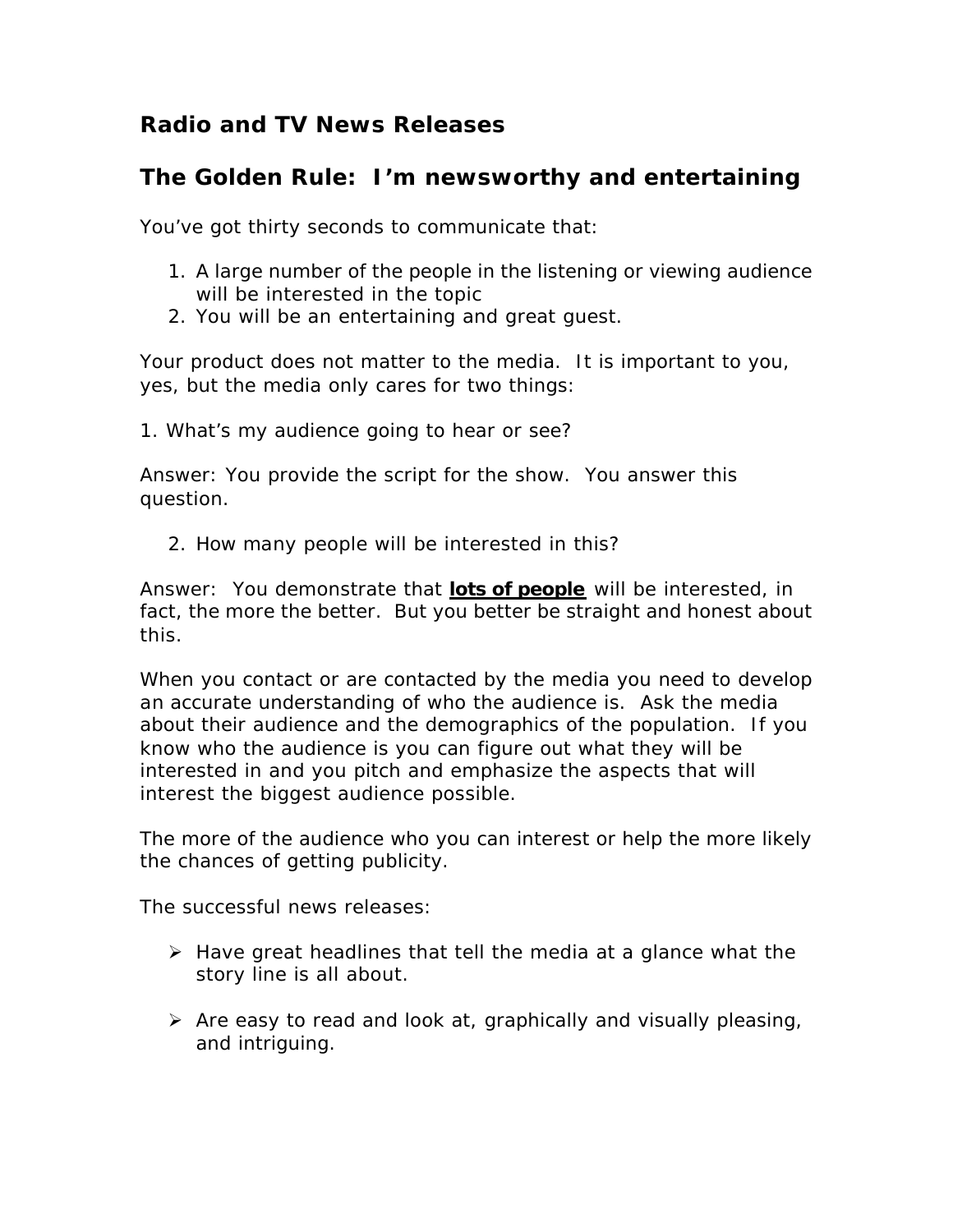## Radio and TV News Releases

## The Golden Rule: I'm newsworthy and entertaining

You've got thirty seconds to communicate that:

1. A large number of the people in the listening or viewing audience will be interested in the topic
2. You will be an entertaining and great guest.

Your product does not matter to the media. It is important to you, yes, but the media only cares for two things:

1. What's my audience going to hear or see?

Answer: You provide the script for the show. You answer this question.

2. How many people will be interested in this?

Answer: You demonstrate that **<u>lots of people</u>** will be interested, in fact, the more the better. But you better be straight and honest about this.

When you contact or are contacted by the media you need to develop an accurate understanding of who the audience is. Ask the media about their audience and the demographics of the population. If you know who the audience is you can figure out what they will be interested in and you pitch and emphasize the aspects that will interest the biggest audience possible.

The more of the audience who you can interest or help the more likely the chances of getting publicity.

The successful news releases:

- Have great headlines that tell the media at a glance what the story line is all about.

- Are easy to read and look at, graphically and visually pleasing, and intriguing.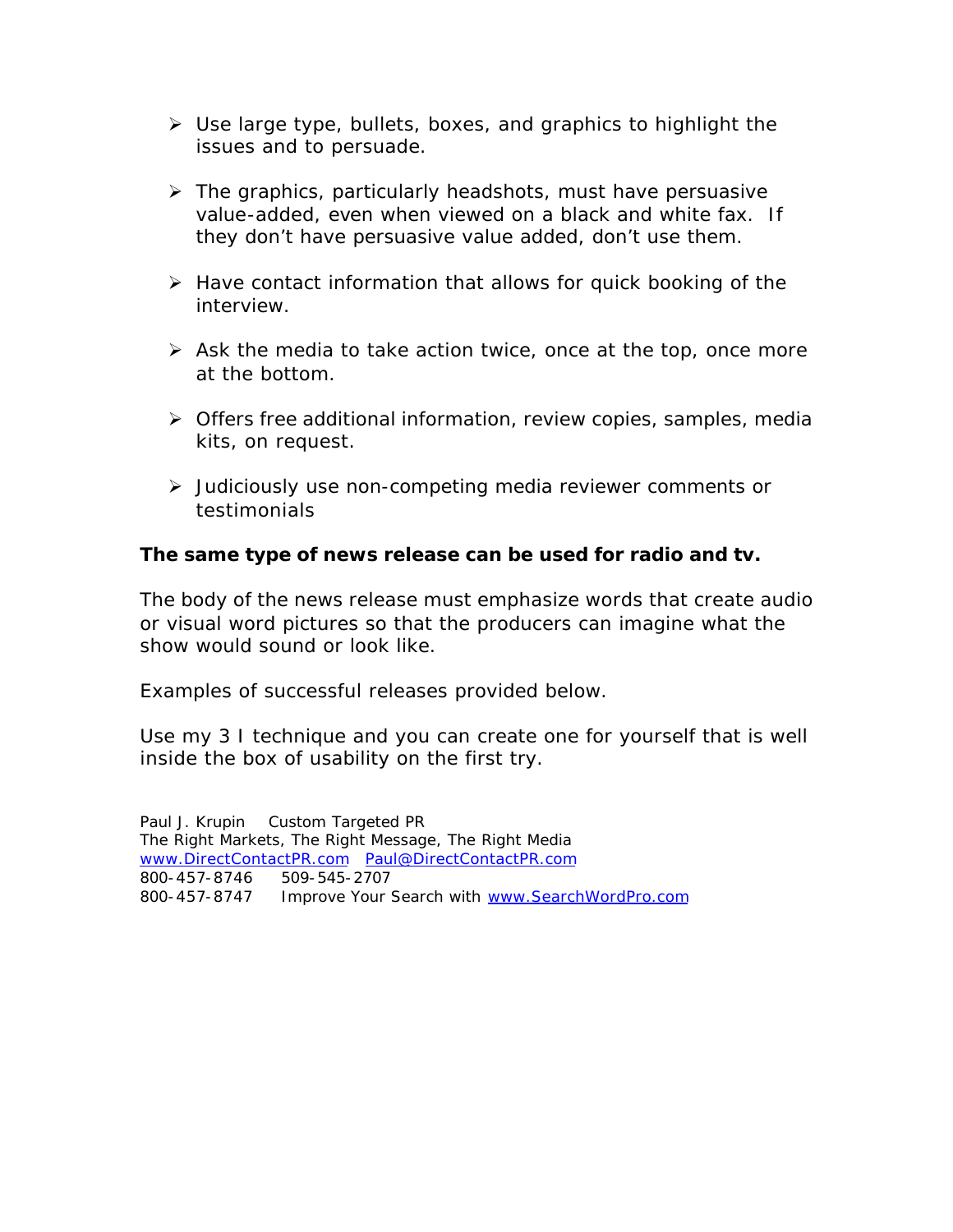- Use large type, bullets, boxes, and graphics to highlight the issues and to persuade.
- The graphics, particularly headshots, must have persuasive value-added, even when viewed on a black and white fax. If they don't have persuasive value added, don't use them.
- Have contact information that allows for quick booking of the interview.
- Ask the media to take action twice, once at the top, once more at the bottom.
- Offers free additional information, review copies, samples, media kits, on request.
- Judiciously use non-competing media reviewer comments or testimonials

**The same type of news release can be used for radio and tv.**

The body of the news release must emphasize words that create audio or visual word pictures so that the producers can imagine what the show would sound or look like.

Examples of successful releases provided below.

Use my 3 I technique and you can create one for yourself that is well inside the box of usability on the first try.

Paul J. Krupin Custom Targeted PR
The Right Markets, The Right Message, The Right Media
www.DirectContactPR.com Paul@DirectContactPR.com
800-457-8746 509-545-2707
800-457-8747 Improve Your Search with www.SearchWordPro.com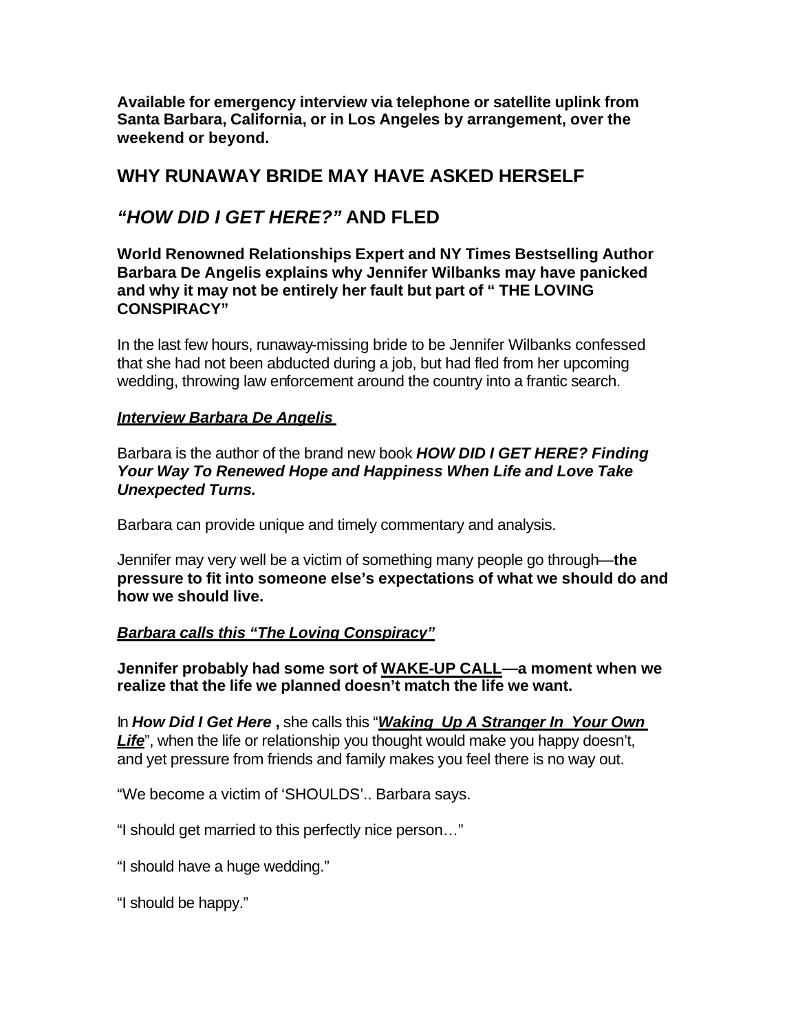**Available for emergency interview via telephone or satellite uplink from Santa Barbara, California, or in Los Angeles by arrangement, over the weekend or beyond.**

## WHY RUNAWAY BRIDE MAY HAVE ASKED HERSELF

## *"HOW DID I GET HERE?"* AND FLED

**World Renowned Relationships Expert and NY Times Bestselling Author Barbara De Angelis explains why Jennifer Wilbanks may have panicked and why it may not be entirely her fault but part of " THE LOVING CONSPIRACY"**

In the last few hours, runaway-missing bride to be Jennifer Wilbanks confessed that she had not been abducted during a job, but had fled from her upcoming wedding, throwing law enforcement around the country into a frantic search.

***<u>Interview Barbara De Angelis</u>***

Barbara is the author of the brand new book ***HOW DID I GET HERE? Finding Your Way To Renewed Hope and Happiness When Life and Love Take Unexpected Turns.***

Barbara can provide unique and timely commentary and analysis.

Jennifer may very well be a victim of something many people go through—**the pressure to fit into someone else's expectations of what we should do and how we should live.**

***<u>Barbara calls this "The Loving Conspiracy"</u>***

**Jennifer probably had some sort of <u>WAKE-UP CALL</u>—a moment when we realize that the life we planned doesn't match the life we want.**

In ***How Did I Get Here*** **,** she calls this "***<u>Waking Up A Stranger In Your Own Life</u>***", when the life or relationship you thought would make you happy doesn't, and yet pressure from friends and family makes you feel there is no way out.

"We become a victim of 'SHOULDS'.. Barbara says.

"I should get married to this perfectly nice person…"

"I should have a huge wedding."

"I should be happy."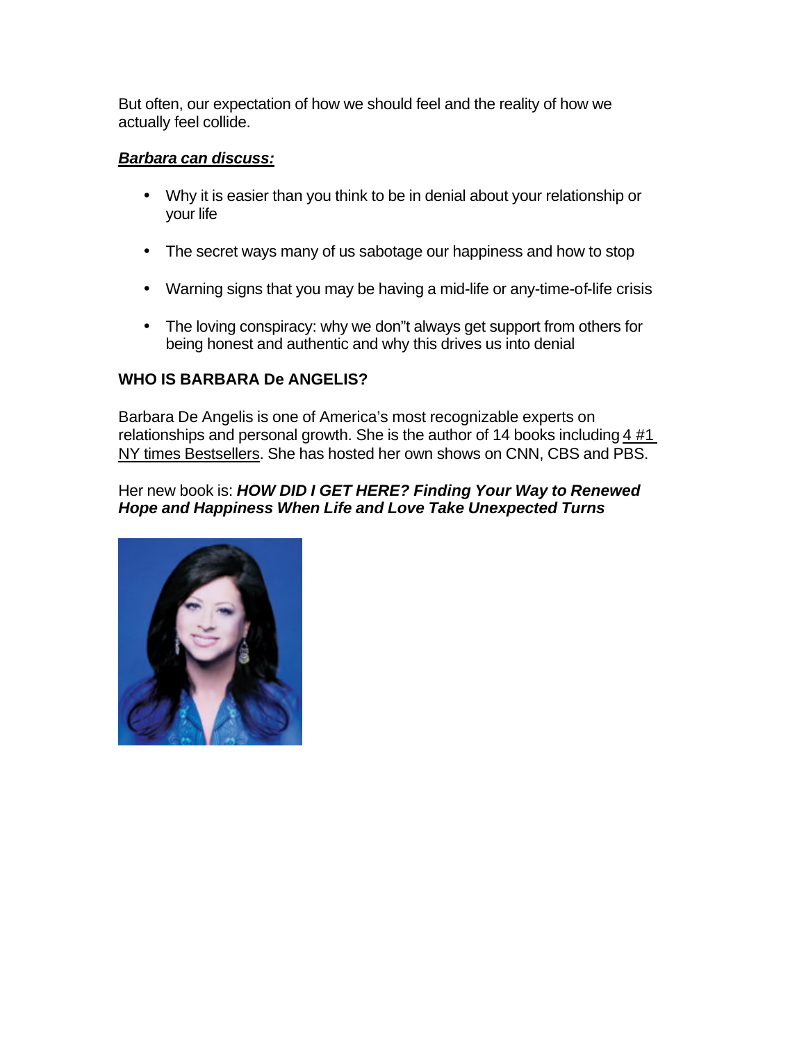But often, our expectation of how we should feel and the reality of how we actually feel collide.

***<u>Barbara can discuss:</u>***

- Why it is easier than you think to be in denial about your relationship or your life
- The secret ways many of us sabotage our happiness and how to stop
- Warning signs that you may be having a mid-life or any-time-of-life crisis
- The loving conspiracy: why we don"t always get support from others for being honest and authentic and why this drives us into denial

**WHO IS BARBARA De ANGELIS?**

Barbara De Angelis is one of America's most recognizable experts on relationships and personal growth. She is the author of 14 books including <u>4 #1 NY times Bestsellers</u>. She has hosted her own shows on CNN, CBS and PBS.

Her new book is: ***HOW DID I GET HERE? Finding Your Way to Renewed Hope and Happiness When Life and Love Take Unexpected Turns***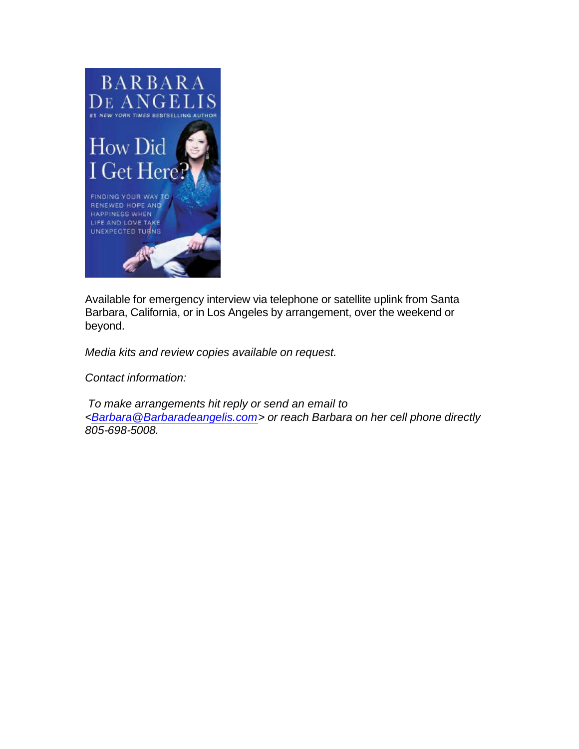Available for emergency interview via telephone or satellite uplink from Santa Barbara, California, or in Los Angeles by arrangement, over the weekend or beyond.

*Media kits and review copies available on request.*

*Contact information:*

*To make arrangements hit reply or send an email to <Barbara@Barbaradeangelis.com> or reach Barbara on her cell phone directly 805-698-5008.*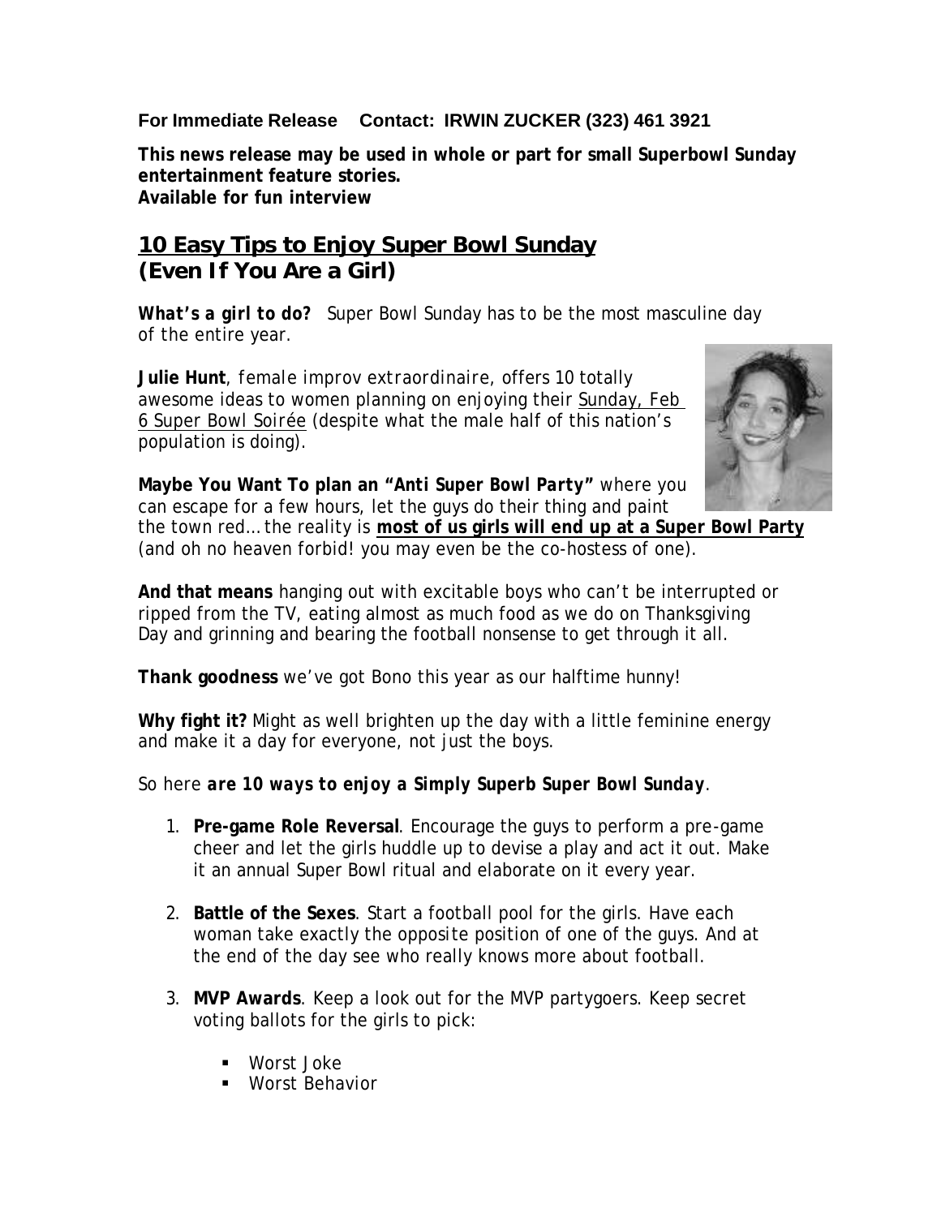**For Immediate Release Contact: IRWIN ZUCKER (323) 461 3921**

**This news release may be used in whole or part for small Superbowl Sunday entertainment feature stories.**
**Available for fun interview**

## 10 Easy Tips to Enjoy Super Bowl Sunday (Even If You Are a Girl)

***What's a girl to do?*** Super Bowl Sunday has to be the most masculine day of the entire year.

**Julie Hunt**, female improv extraordinaire, offers 10 totally awesome ideas to women planning on enjoying their Sunday, Feb 6 Super Bowl Soirée (despite what the male half of this nation's population is doing).

**Maybe You Want To plan an *"Anti Super Bowl Party"*** where you can escape for a few hours, let the guys do their thing and paint the town red… the reality is **most of us girls will end up at a Super Bowl Party** (and oh no heaven forbid! you may even be the co-hostess of one).

**And that means** hanging out with excitable boys who can't be interrupted or ripped from the TV, eating almost as much food as we do on Thanksgiving Day and grinning and bearing the football nonsense to get through it all.

**Thank goodness** we've got Bono this year as our halftime hunny!

**Why fight it?** Might as well brighten up the day with a little feminine energy and make it a day for everyone, not just the boys.

So here ***are 10 ways to enjoy a Simply Superb Super Bowl Sunday***.

1. **Pre-game Role Reversal**. Encourage the guys to perform a pre-game cheer and let the girls huddle up to devise a play and act it out. Make it an annual Super Bowl ritual and elaborate on it every year.

2. **Battle of the Sexes**. Start a football pool for the girls. Have each woman take exactly the opposite position of one of the guys. And at the end of the day see who really knows more about football.

3. **MVP Awards**. Keep a look out for the MVP partygoers. Keep secret voting ballots for the girls to pick:

   - Worst Joke
   - Worst Behavior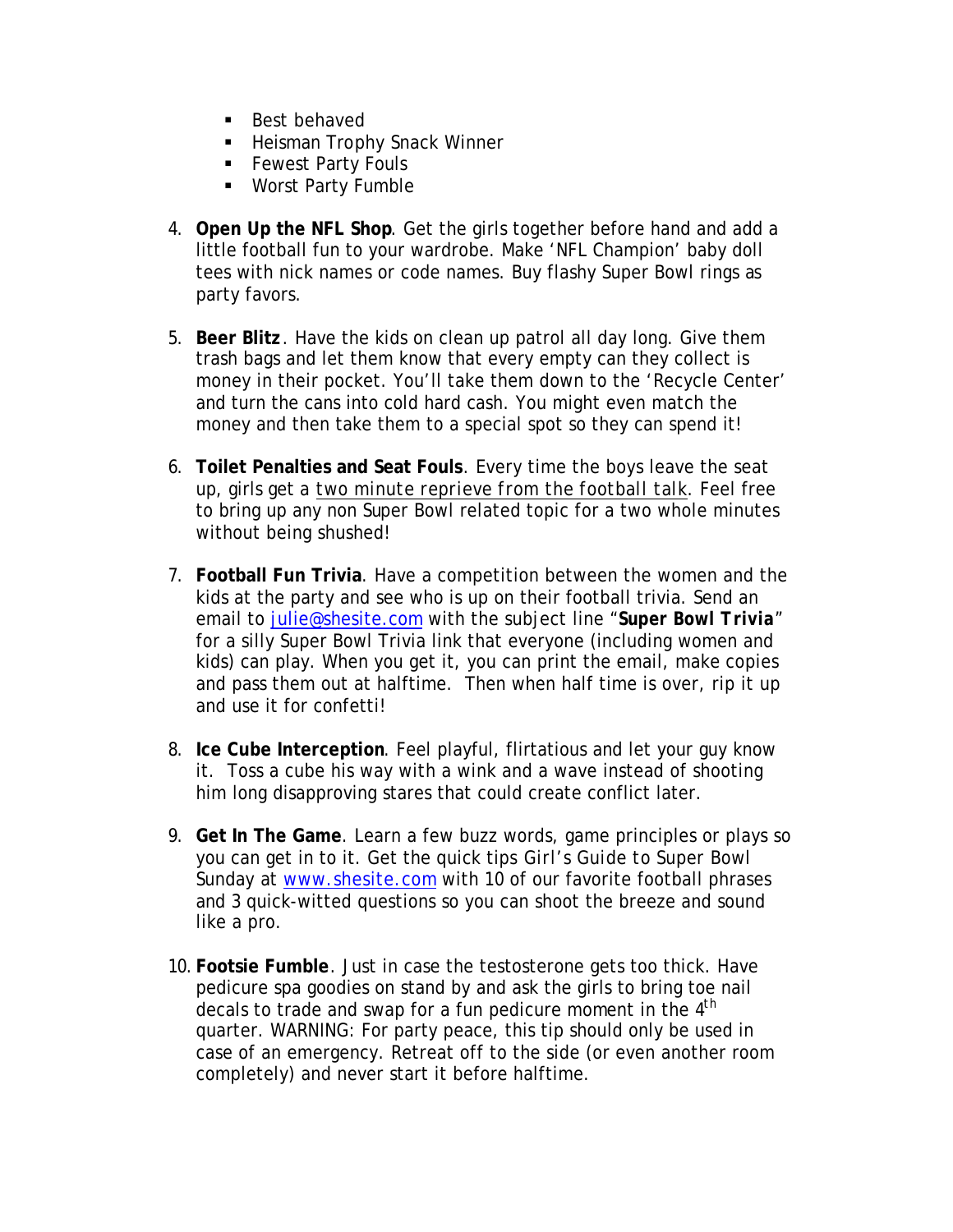- Best behaved
- Heisman Trophy Snack Winner
- Fewest Party Fouls
- Worst Party Fumble

4. **Open Up the NFL Shop**. Get the girls together before hand and add a little football fun to your wardrobe. Make 'NFL Champion' baby doll tees with nick names or code names. Buy flashy Super Bowl rings as party favors.

5. **Beer Blitz**. Have the kids on clean up patrol all day long. Give them trash bags and let them know that every empty can they collect is money in their pocket. You'll take them down to the 'Recycle Center' and turn the cans into cold hard cash. You might even match the money and then take them to a special spot so they can spend it!

6. **Toilet Penalties and Seat Fouls**. Every time the boys leave the seat up, girls get a two minute reprieve from the football talk. Feel free to bring up any non Super Bowl related topic for a two whole minutes without being shushed!

7. **Football Fun Trivia**. Have a competition between the women and the kids at the party and see who is up on their football trivia. Send an email to julie@shesite.com with the subject line "**Super Bowl Trivia**" for a silly Super Bowl Trivia link that everyone (including women and kids) can play. When you get it, you can print the email, make copies and pass them out at halftime. Then when half time is over, rip it up and use it for confetti!

8. **Ice Cube Interception**. Feel playful, flirtatious and let your guy know it. Toss a cube his way with a wink and a wave instead of shooting him long disapproving stares that could create conflict later.

9. **Get In The Game**. Learn a few buzz words, game principles or plays so you can get in to it. Get the quick tips Girl's Guide to Super Bowl Sunday at www.shesite.com with 10 of our favorite football phrases and 3 quick-witted questions so you can shoot the breeze and sound like a pro.

10. **Footsie Fumble**. Just in case the testosterone gets too thick. Have pedicure spa goodies on stand by and ask the girls to bring toe nail decals to trade and swap for a fun pedicure moment in the 4th quarter. WARNING: For party peace, this tip should only be used in case of an emergency. Retreat off to the side (or even another room completely) and never start it before halftime.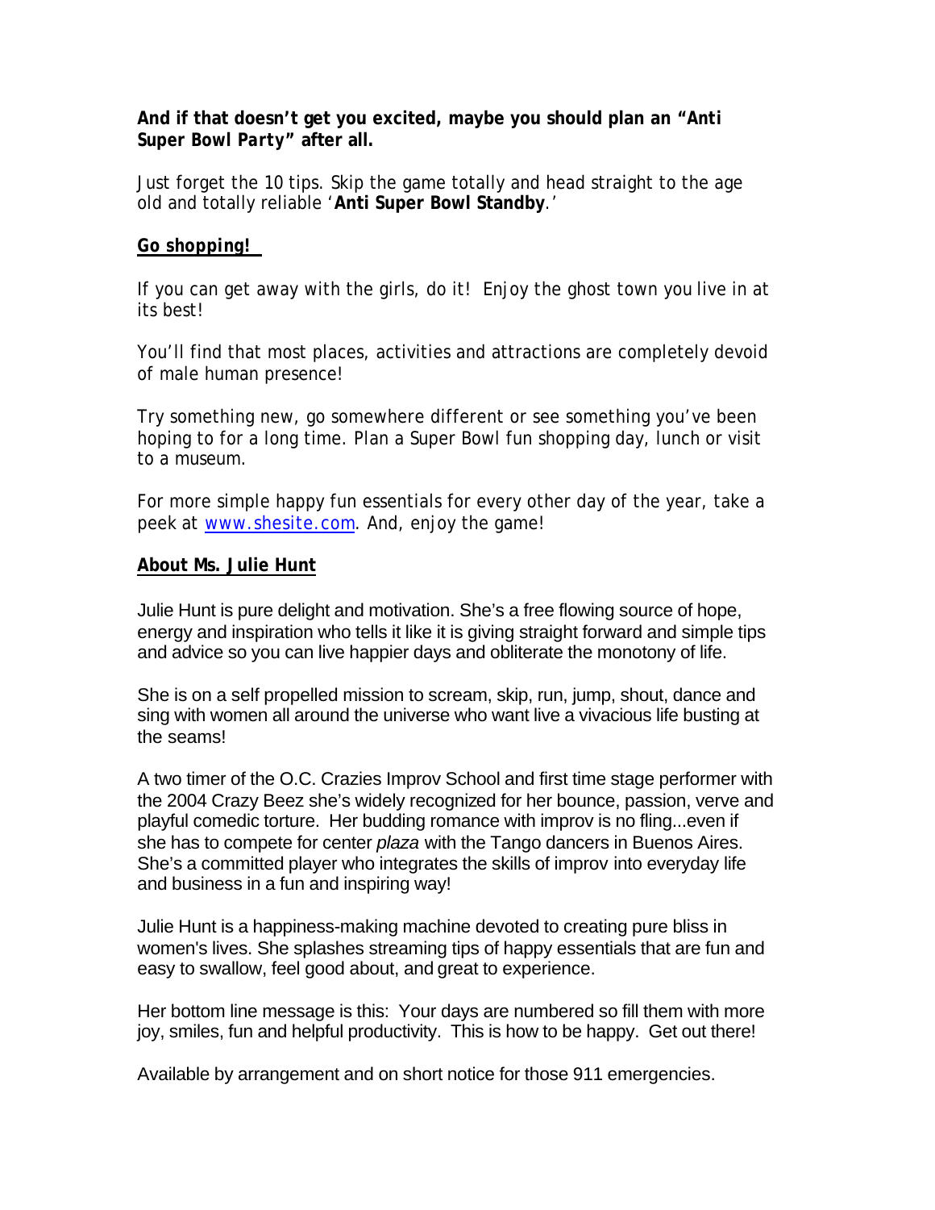**And if that doesn't get you excited, maybe you should plan an "*Anti Super Bowl Party*" after all.**

Just forget the 10 tips. Skip the game totally and head straight to the age old and totally reliable '**Anti Super Bowl Standby**.'

***Go shopping!***

If you can get away with the girls, do it! Enjoy the ghost town you live in at its best!

You'll find that most places, activities and attractions are completely devoid of male human presence!

Try something new, go somewhere different or see something you've been hoping to for a long time. Plan a Super Bowl fun shopping day, lunch or visit to a museum.

For more simple happy fun essentials for every other day of the year, take a peek at www.shesite.com. And, enjoy the game!

**About Ms. Julie Hunt**

Julie Hunt is pure delight and motivation. She's a free flowing source of hope, energy and inspiration who tells it like it is giving straight forward and simple tips and advice so you can live happier days and obliterate the monotony of life.

She is on a self propelled mission to scream, skip, run, jump, shout, dance and sing with women all around the universe who want live a vivacious life busting at the seams!

A two timer of the O.C. Crazies Improv School and first time stage performer with the 2004 Crazy Beez she's widely recognized for her bounce, passion, verve and playful comedic torture. Her budding romance with improv is no fling...even if she has to compete for center *plaza* with the Tango dancers in Buenos Aires. She's a committed player who integrates the skills of improv into everyday life and business in a fun and inspiring way!

Julie Hunt is a happiness-making machine devoted to creating pure bliss in women's lives. She splashes streaming tips of happy essentials that are fun and easy to swallow, feel good about, and great to experience.

Her bottom line message is this: Your days are numbered so fill them with more joy, smiles, fun and helpful productivity. This is how to be happy. Get out there!

Available by arrangement and on short notice for those 911 emergencies.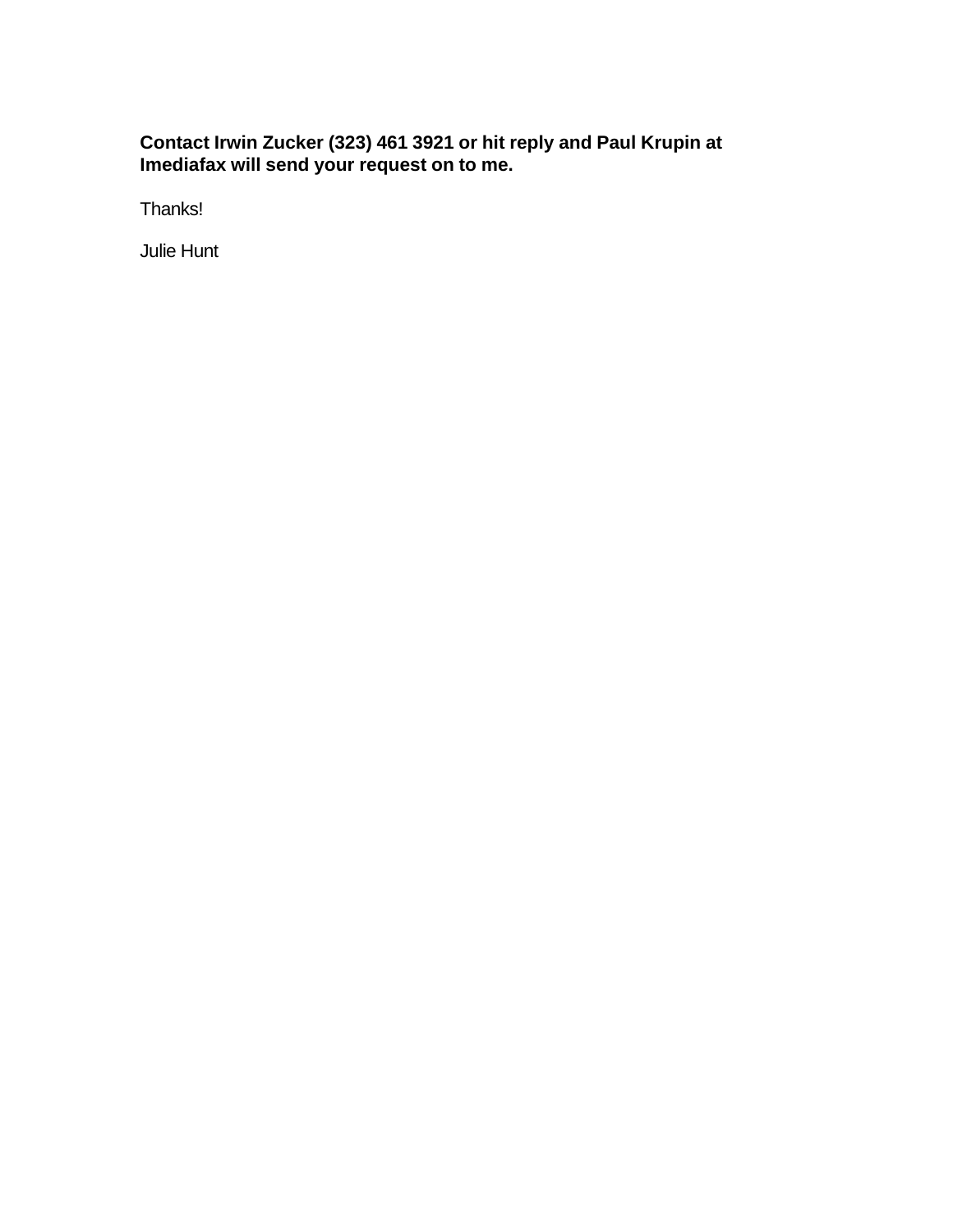**Contact Irwin Zucker (323) 461 3921 or hit reply and Paul Krupin at Imediafax will send your request on to me.**

Thanks!

Julie Hunt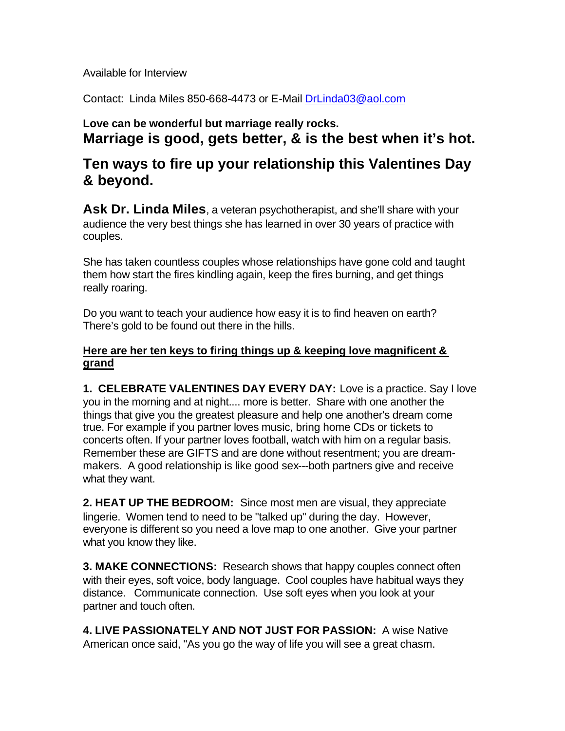Available for Interview

Contact: Linda Miles 850-668-4473 or E-Mail DrLinda03@aol.com

**Love can be wonderful but marriage really rocks.**

## Marriage is good, gets better, & is the best when it's hot.

## Ten ways to fire up your relationship this Valentines Day & beyond.

**Ask Dr. Linda Miles**, a veteran psychotherapist, and she'll share with your audience the very best things she has learned in over 30 years of practice with couples.

She has taken countless couples whose relationships have gone cold and taught them how start the fires kindling again, keep the fires burning, and get things really roaring.

Do you want to teach your audience how easy it is to find heaven on earth? There's gold to be found out there in the hills.

**Here are her ten keys to firing things up & keeping love magnificent & grand**

**1. CELEBRATE VALENTINES DAY EVERY DAY:** Love is a practice. Say I love you in the morning and at night.... more is better. Share with one another the things that give you the greatest pleasure and help one another's dream come true. For example if you partner loves music, bring home CDs or tickets to concerts often. If your partner loves football, watch with him on a regular basis. Remember these are GIFTS and are done without resentment; you are dream-makers. A good relationship is like good sex---both partners give and receive what they want.

**2. HEAT UP THE BEDROOM:** Since most men are visual, they appreciate lingerie. Women tend to need to be "talked up" during the day. However, everyone is different so you need a love map to one another. Give your partner what you know they like.

**3. MAKE CONNECTIONS:** Research shows that happy couples connect often with their eyes, soft voice, body language. Cool couples have habitual ways they distance. Communicate connection. Use soft eyes when you look at your partner and touch often.

**4. LIVE PASSIONATELY AND NOT JUST FOR PASSION:** A wise Native American once said, "As you go the way of life you will see a great chasm.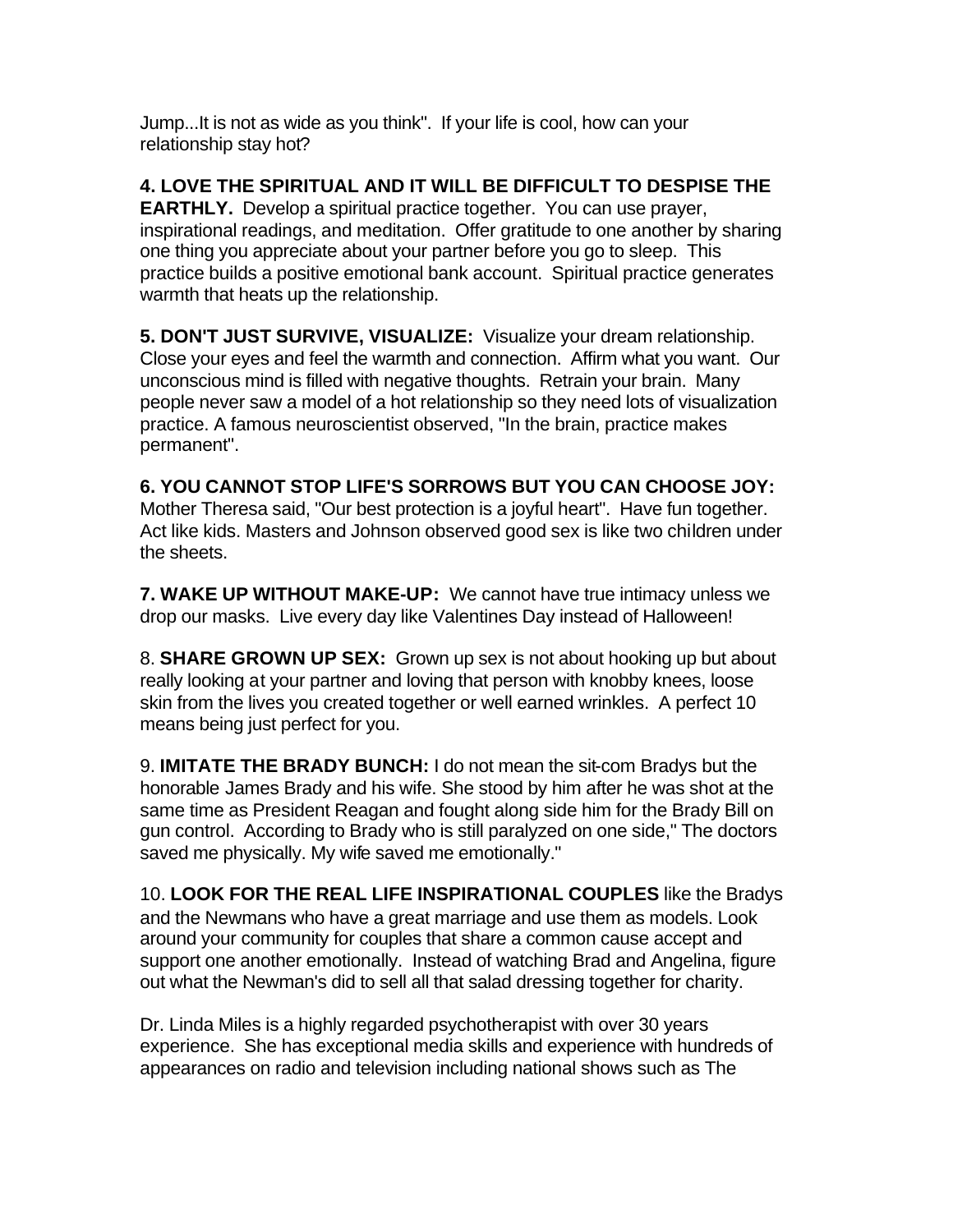Jump...It is not as wide as you think". If your life is cool, how can your relationship stay hot?

**4. LOVE THE SPIRITUAL AND IT WILL BE DIFFICULT TO DESPISE THE EARTHLY.** Develop a spiritual practice together. You can use prayer, inspirational readings, and meditation. Offer gratitude to one another by sharing one thing you appreciate about your partner before you go to sleep. This practice builds a positive emotional bank account. Spiritual practice generates warmth that heats up the relationship.

**5. DON'T JUST SURVIVE, VISUALIZE:** Visualize your dream relationship. Close your eyes and feel the warmth and connection. Affirm what you want. Our unconscious mind is filled with negative thoughts. Retrain your brain. Many people never saw a model of a hot relationship so they need lots of visualization practice. A famous neuroscientist observed, "In the brain, practice makes permanent".

**6. YOU CANNOT STOP LIFE'S SORROWS BUT YOU CAN CHOOSE JOY:** Mother Theresa said, "Our best protection is a joyful heart". Have fun together. Act like kids. Masters and Johnson observed good sex is like two children under the sheets.

**7. WAKE UP WITHOUT MAKE-UP:** We cannot have true intimacy unless we drop our masks. Live every day like Valentines Day instead of Halloween!

8. **SHARE GROWN UP SEX:** Grown up sex is not about hooking up but about really looking at your partner and loving that person with knobby knees, loose skin from the lives you created together or well earned wrinkles. A perfect 10 means being just perfect for you.

9. **IMITATE THE BRADY BUNCH:** I do not mean the sit-com Bradys but the honorable James Brady and his wife. She stood by him after he was shot at the same time as President Reagan and fought along side him for the Brady Bill on gun control. According to Brady who is still paralyzed on one side," The doctors saved me physically. My wife saved me emotionally."

10. **LOOK FOR THE REAL LIFE INSPIRATIONAL COUPLES** like the Bradys and the Newmans who have a great marriage and use them as models. Look around your community for couples that share a common cause accept and support one another emotionally. Instead of watching Brad and Angelina, figure out what the Newman's did to sell all that salad dressing together for charity.

Dr. Linda Miles is a highly regarded psychotherapist with over 30 years experience. She has exceptional media skills and experience with hundreds of appearances on radio and television including national shows such as The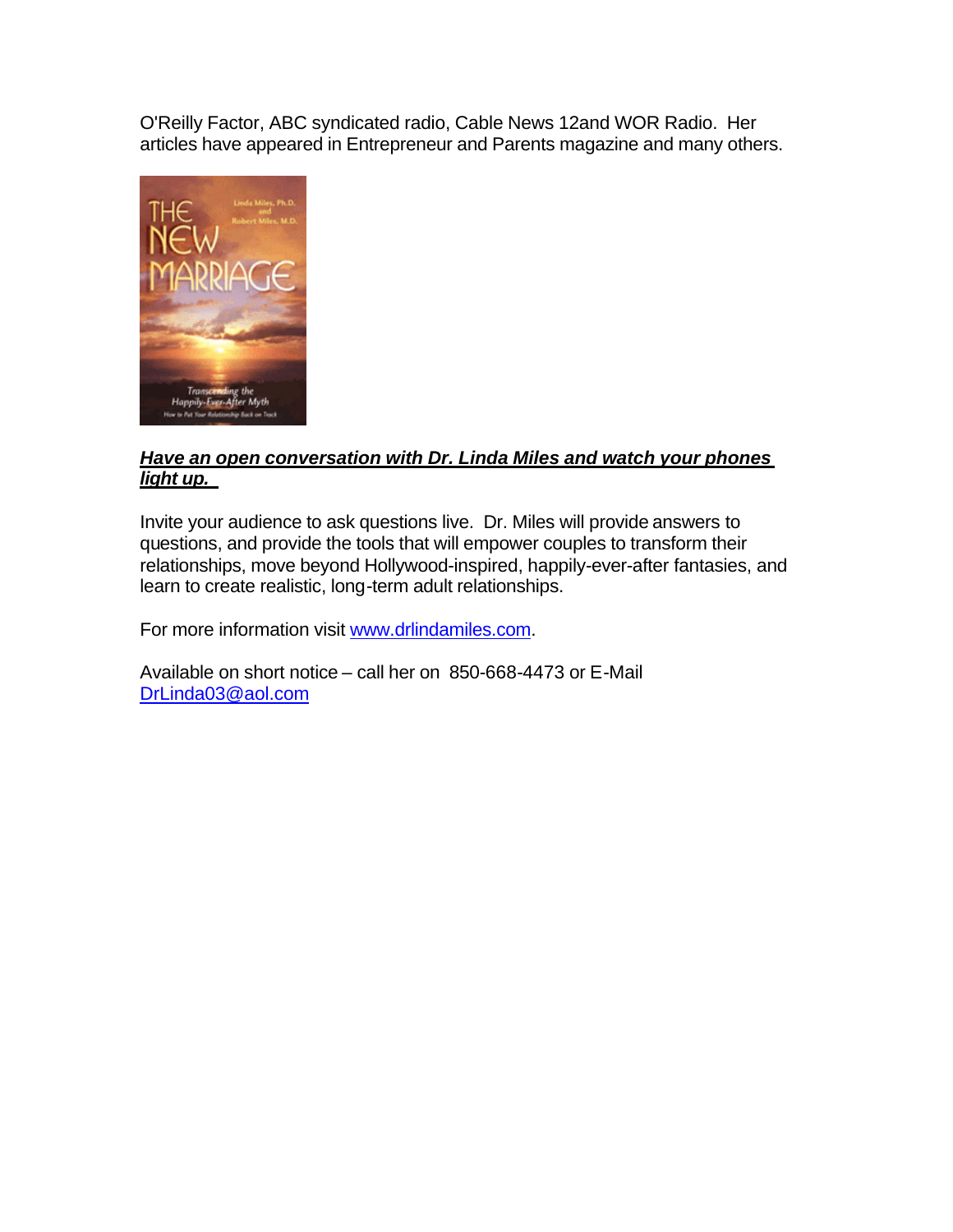O'Reilly Factor, ABC syndicated radio, Cable News 12and WOR Radio. Her articles have appeared in Entrepreneur and Parents magazine and many others.

***Have an open conversation with Dr. Linda Miles and watch your phones light up.***

Invite your audience to ask questions live. Dr. Miles will provide answers to questions, and provide the tools that will empower couples to transform their relationships, move beyond Hollywood-inspired, happily-ever-after fantasies, and learn to create realistic, long-term adult relationships.

For more information visit www.drlindamiles.com.

Available on short notice – call her on 850-668-4473 or E-Mail DrLinda03@aol.com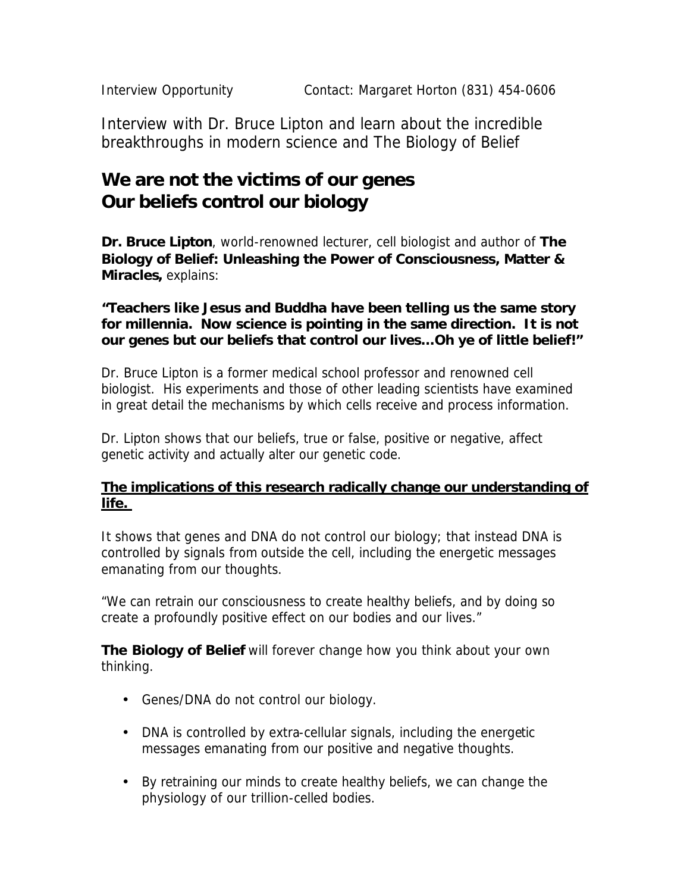Interview Opportunity Contact: Margaret Horton (831) 454-0606

Interview with Dr. Bruce Lipton and learn about the incredible breakthroughs in modern science and The Biology of Belief

## We are not the victims of our genes
## Our beliefs control our biology

**Dr. Bruce Lipton**, world-renowned lecturer, cell biologist and author of **The Biology of Belief: Unleashing the Power of Consciousness, Matter & Miracles,** explains:

**"Teachers like Jesus and Buddha have been telling us the same story for millennia. Now science is pointing in the same direction. It is not our genes but our beliefs that control our lives…Oh ye of little belief!"**

Dr. Bruce Lipton is a former medical school professor and renowned cell biologist. His experiments and those of other leading scientists have examined in great detail the mechanisms by which cells receive and process information.

Dr. Lipton shows that our beliefs, true or false, positive or negative, affect genetic activity and actually alter our genetic code.

**<u>The implications of this research radically change our understanding of life.</u>**

It shows that genes and DNA do not control our biology; that instead DNA is controlled by signals from outside the cell, including the energetic messages emanating from our thoughts.

"We can retrain our consciousness to create healthy beliefs, and by doing so create a profoundly positive effect on our bodies and our lives."

**The Biology of Belief** will forever change how you think about your own thinking.

- Genes/DNA do not control our biology.
- DNA is controlled by extra-cellular signals, including the energetic messages emanating from our positive and negative thoughts.
- By retraining our minds to create healthy beliefs, we can change the physiology of our trillion-celled bodies.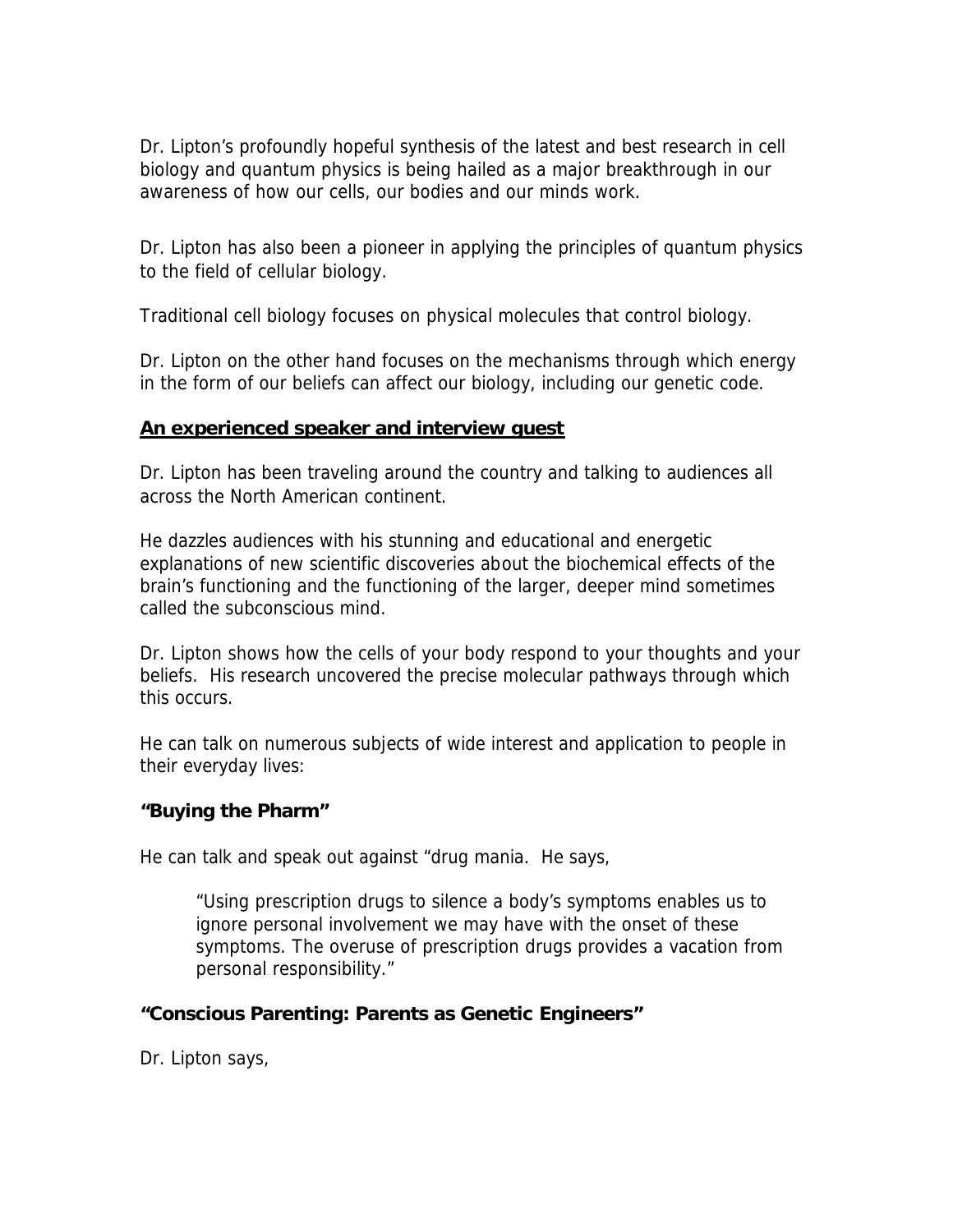Dr. Lipton's profoundly hopeful synthesis of the latest and best research in cell biology and quantum physics is being hailed as a major breakthrough in our awareness of how our cells, our bodies and our minds work.

Dr. Lipton has also been a pioneer in applying the principles of quantum physics to the field of cellular biology.

Traditional cell biology focuses on physical molecules that control biology.

Dr. Lipton on the other hand focuses on the mechanisms through which energy in the form of our beliefs can affect our biology, including our genetic code.

**<u>An experienced speaker and interview guest</u>**

Dr. Lipton has been traveling around the country and talking to audiences all across the North American continent.

He dazzles audiences with his stunning and educational and energetic explanations of new scientific discoveries about the biochemical effects of the brain's functioning and the functioning of the larger, deeper mind sometimes called the subconscious mind.

Dr. Lipton shows how the cells of your body respond to your thoughts and your beliefs. His research uncovered the precise molecular pathways through which this occurs.

He can talk on numerous subjects of wide interest and application to people in their everyday lives:

**"Buying the Pharm"**

He can talk and speak out against "drug mania. He says,

> "Using prescription drugs to silence a body's symptoms enables us to ignore personal involvement we may have with the onset of these symptoms. The overuse of prescription drugs provides a vacation from personal responsibility."

**"Conscious Parenting: Parents as Genetic Engineers"**

Dr. Lipton says,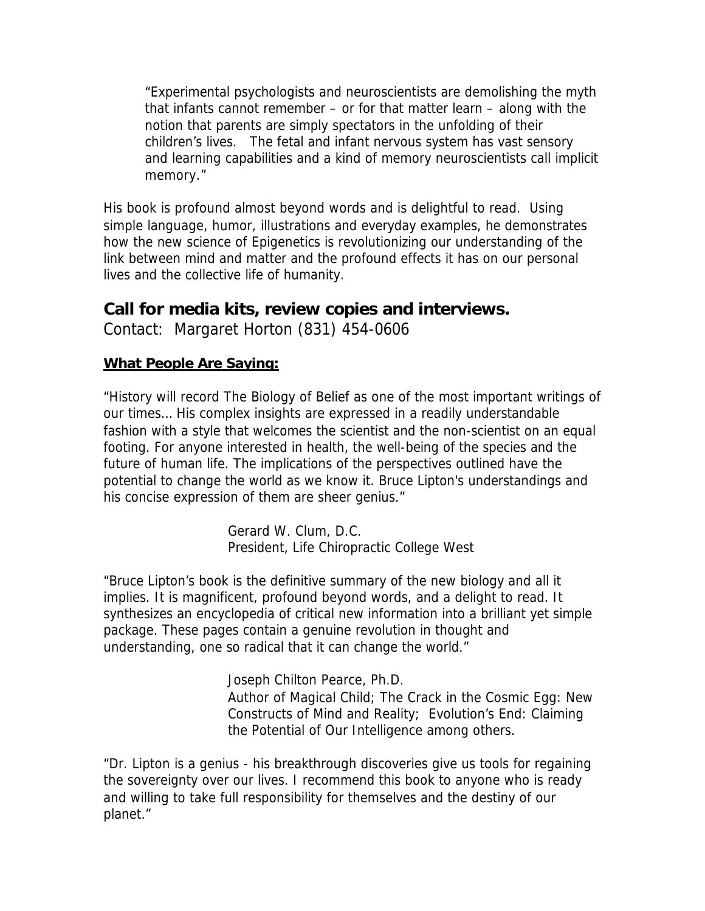> "Experimental psychologists and neuroscientists are demolishing the myth that infants cannot remember – or for that matter learn – along with the notion that parents are simply spectators in the unfolding of their children's lives. The fetal and infant nervous system has vast sensory and learning capabilities and a kind of memory neuroscientists call implicit memory."

His book is profound almost beyond words and is delightful to read. Using simple language, humor, illustrations and everyday examples, he demonstrates how the new science of Epigenetics is revolutionizing our understanding of the link between mind and matter and the profound effects it has on our personal lives and the collective life of humanity.

## Call for media kits, review copies and interviews.

Contact: Margaret Horton (831) 454-0606

**What People Are Saying:**

"History will record The Biology of Belief as one of the most important writings of our times... His complex insights are expressed in a readily understandable fashion with a style that welcomes the scientist and the non-scientist on an equal footing. For anyone interested in health, the well-being of the species and the future of human life. The implications of the perspectives outlined have the potential to change the world as we know it. Bruce Lipton's understandings and his concise expression of them are sheer genius."

Gerard W. Clum, D.C.
President, Life Chiropractic College West

"Bruce Lipton's book is the definitive summary of the new biology and all it implies. It is magnificent, profound beyond words, and a delight to read. It synthesizes an encyclopedia of critical new information into a brilliant yet simple package. These pages contain a genuine revolution in thought and understanding, one so radical that it can change the world."

Joseph Chilton Pearce, Ph.D.
Author of Magical Child; The Crack in the Cosmic Egg: New Constructs of Mind and Reality; Evolution's End: Claiming the Potential of Our Intelligence among others.

"Dr. Lipton is a genius - his breakthrough discoveries give us tools for regaining the sovereignty over our lives. I recommend this book to anyone who is ready and willing to take full responsibility for themselves and the destiny of our planet."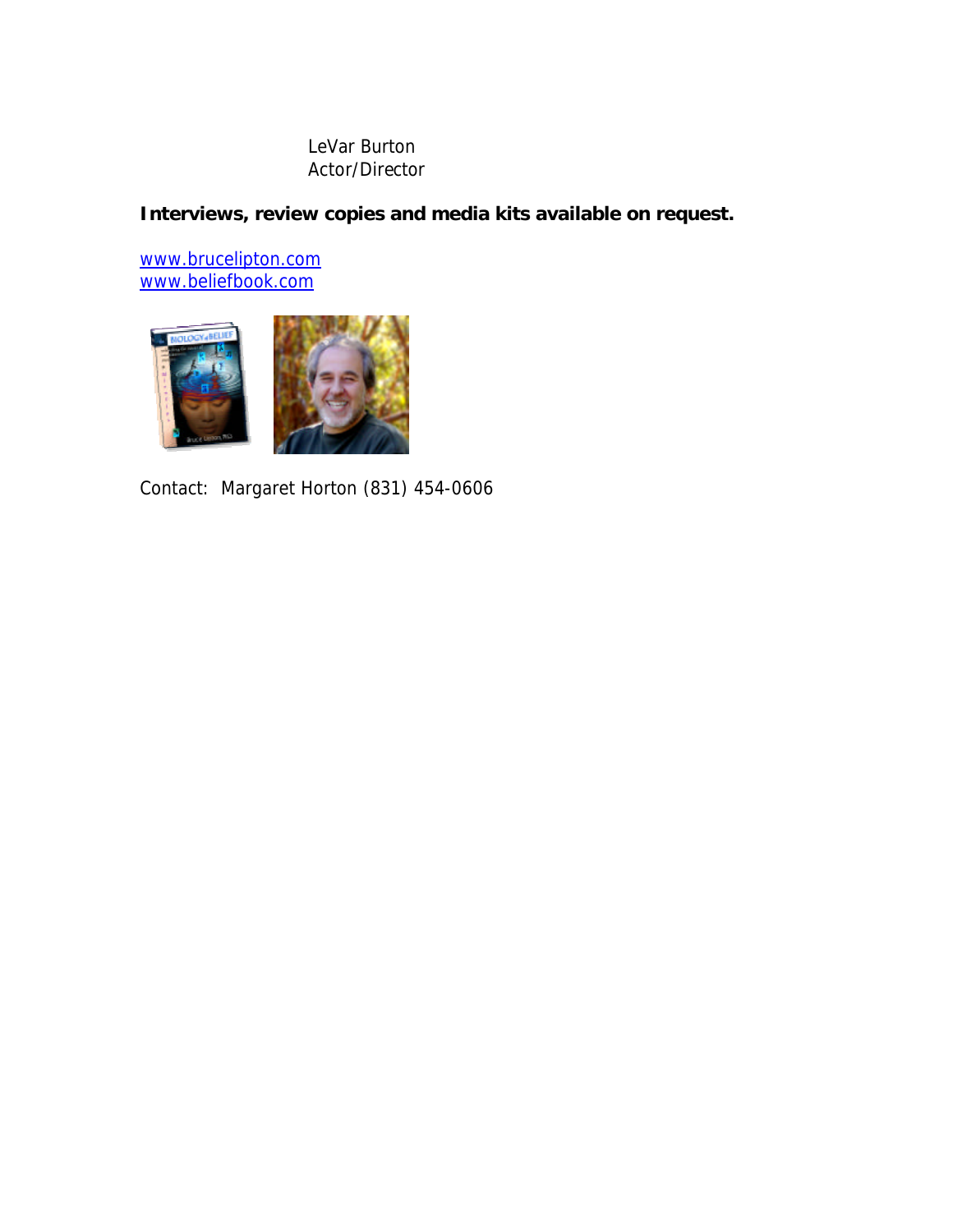LeVar Burton
Actor/Director

**Interviews, review copies and media kits available on request.**

www.brucelipton.com
www.beliefbook.com

Contact: Margaret Horton (831) 454-0606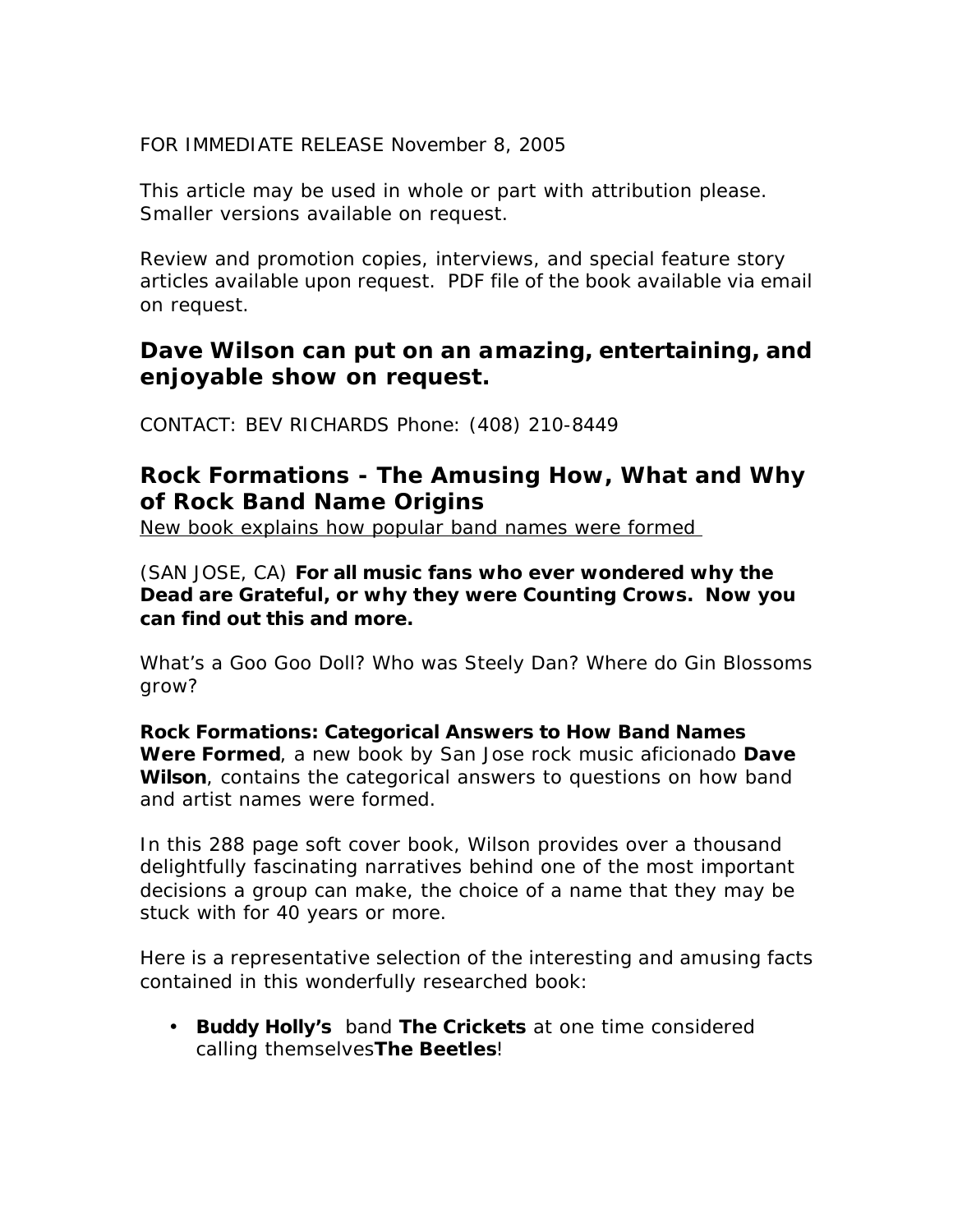FOR IMMEDIATE RELEASE November 8, 2005

This article may be used in whole or part with attribution please. Smaller versions available on request.

Review and promotion copies, interviews, and special feature story articles available upon request. PDF file of the book available via email on request.

## Dave Wilson can put on an amazing, entertaining, and enjoyable show on request.

CONTACT: BEV RICHARDS Phone: (408) 210-8449

## Rock Formations - The Amusing How, What and Why of Rock Band Name Origins

New book explains how popular band names were formed

(SAN JOSE, CA) **For all music fans who ever wondered why the Dead are Grateful, or why they were Counting Crows. Now you can find out this and more.**

What's a Goo Goo Doll? Who was Steely Dan? Where do Gin Blossoms grow?

**Rock Formations: Categorical Answers to How Band Names Were Formed**, a new book by San Jose rock music aficionado **Dave Wilson**, contains the categorical answers to questions on how band and artist names were formed.

In this 288 page soft cover book, Wilson provides over a thousand delightfully fascinating narratives behind one of the most important decisions a group can make, the choice of a name that they may be stuck with for 40 years or more.

Here is a representative selection of the interesting and amusing facts contained in this wonderfully researched book:

- **Buddy Holly's** band **The Crickets** at one time considered calling themselves**The Beetles**!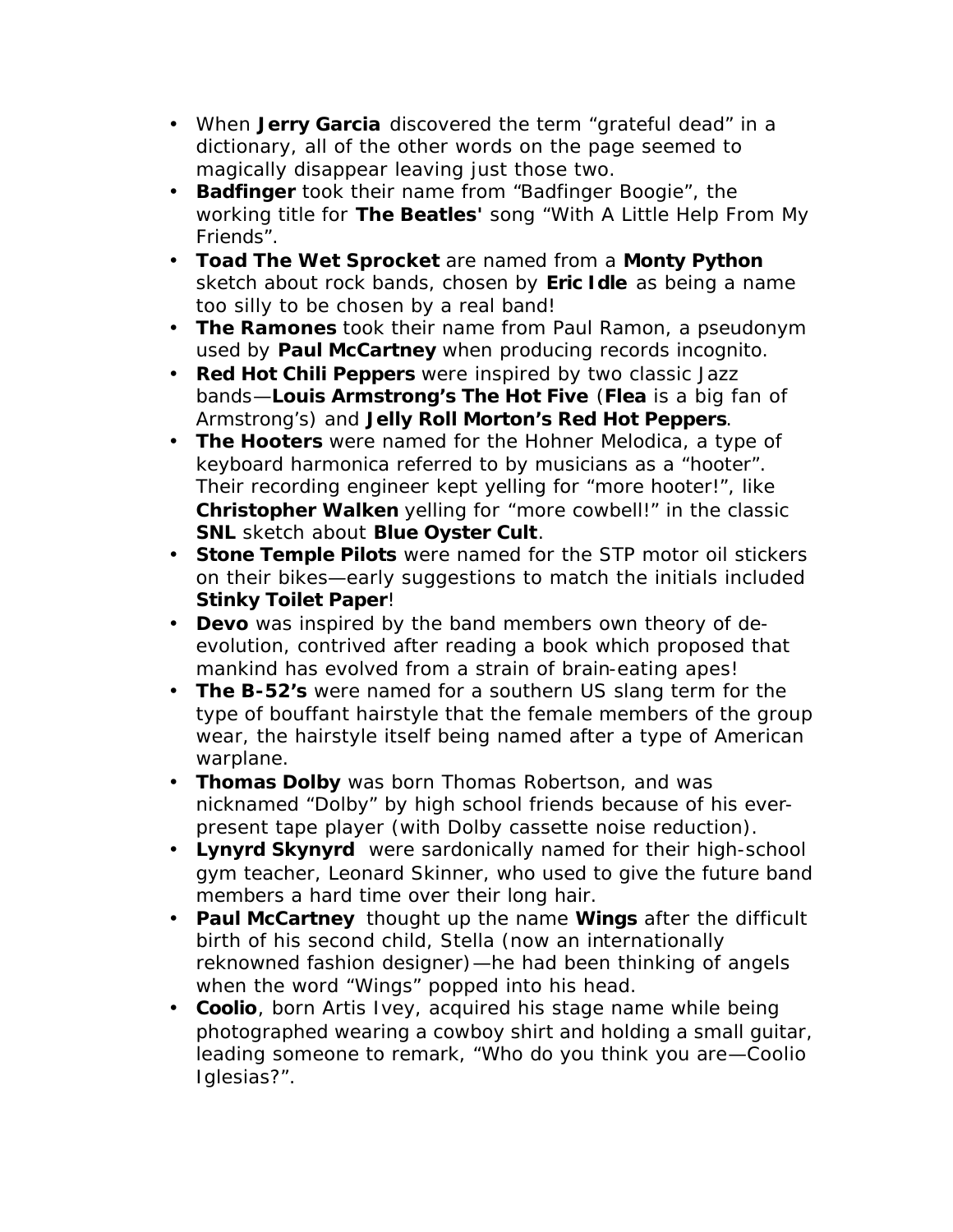- When **Jerry Garcia** discovered the term "grateful dead" in a dictionary, all of the other words on the page seemed to magically disappear leaving just those two.
- **Badfinger** took their name from "Badfinger Boogie", the working title for **The Beatles'** song "With A Little Help From My Friends".
- **Toad The Wet Sprocket** are named from a **Monty Python** sketch about rock bands, chosen by **Eric Idle** as being a name too silly to be chosen by a real band!
- **The Ramones** took their name from Paul Ramon, a pseudonym used by **Paul McCartney** when producing records incognito.
- **Red Hot Chili Peppers** were inspired by two classic Jazz bands—**Louis Armstrong's The Hot Five** (**Flea** is a big fan of Armstrong's) and **Jelly Roll Morton's Red Hot Peppers**.
- **The Hooters** were named for the Hohner Melodica, a type of keyboard harmonica referred to by musicians as a "hooter". Their recording engineer kept yelling for "more hooter!", like **Christopher Walken** yelling for "more cowbell!" in the classic **SNL** sketch about **Blue Oyster Cult**.
- **Stone Temple Pilots** were named for the STP motor oil stickers on their bikes—early suggestions to match the initials included **Stinky Toilet Paper**!
- **Devo** was inspired by the band members own theory of de-evolution, contrived after reading a book which proposed that mankind has evolved from a strain of brain-eating apes!
- **The B-52's** were named for a southern US slang term for the type of bouffant hairstyle that the female members of the group wear, the hairstyle itself being named after a type of American warplane.
- **Thomas Dolby** was born Thomas Robertson, and was nicknamed "Dolby" by high school friends because of his ever-present tape player (with Dolby cassette noise reduction).
- **Lynyrd Skynyrd** were sardonically named for their high-school gym teacher, Leonard Skinner, who used to give the future band members a hard time over their long hair.
- **Paul McCartney** thought up the name **Wings** after the difficult birth of his second child, Stella (now an internationally reknowned fashion designer)—he had been thinking of angels when the word "Wings" popped into his head.
- **Coolio**, born Artis Ivey, acquired his stage name while being photographed wearing a cowboy shirt and holding a small guitar, leading someone to remark, "Who do you think you are—Coolio Iglesias?".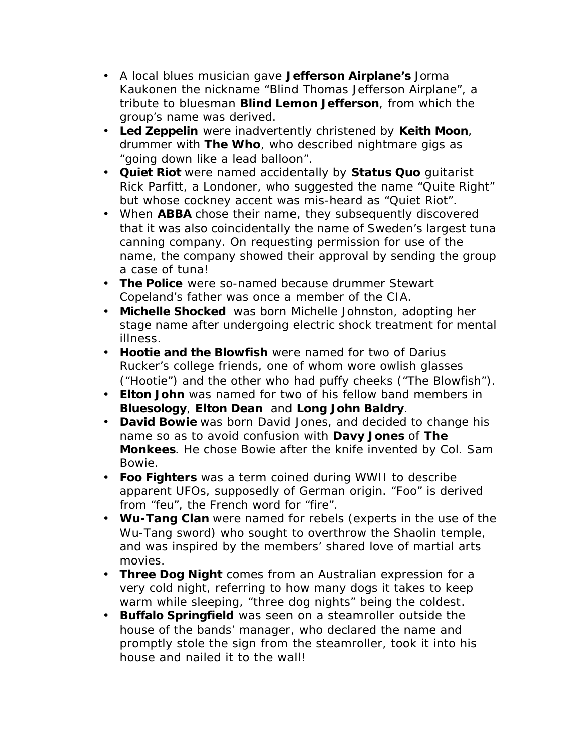- A local blues musician gave **Jefferson Airplane's** Jorma Kaukonen the nickname "Blind Thomas Jefferson Airplane", a tribute to bluesman **Blind Lemon Jefferson**, from which the group's name was derived.
- **Led Zeppelin** were inadvertently christened by **Keith Moon**, drummer with **The Who**, who described nightmare gigs as "going down like a lead balloon".
- **Quiet Riot** were named accidentally by **Status Quo** guitarist Rick Parfitt, a Londoner, who suggested the name "Quite Right" but whose cockney accent was mis-heard as "Quiet Riot".
- When **ABBA** chose their name, they subsequently discovered that it was also coincidentally the name of Sweden's largest tuna canning company. On requesting permission for use of the name, the company showed their approval by sending the group a case of tuna!
- **The Police** were so-named because drummer Stewart Copeland's father was once a member of the CIA.
- **Michelle Shocked** was born Michelle Johnston, adopting her stage name after undergoing electric shock treatment for mental illness.
- **Hootie and the Blowfish** were named for two of Darius Rucker's college friends, one of whom wore owlish glasses ("Hootie") and the other who had puffy cheeks ("The Blowfish").
- **Elton John** was named for two of his fellow band members in **Bluesology**, **Elton Dean** and **Long John Baldry**.
- **David Bowie** was born David Jones, and decided to change his name so as to avoid confusion with **Davy Jones** of **The Monkees**. He chose Bowie after the knife invented by Col. Sam Bowie.
- **Foo Fighters** was a term coined during WWII to describe apparent UFOs, supposedly of German origin. "Foo" is derived from "feu", the French word for "fire".
- **Wu-Tang Clan** were named for rebels (experts in the use of the Wu-Tang sword) who sought to overthrow the Shaolin temple, and was inspired by the members' shared love of martial arts movies.
- **Three Dog Night** comes from an Australian expression for a very cold night, referring to how many dogs it takes to keep warm while sleeping, "three dog nights" being the coldest.
- **Buffalo Springfield** was seen on a steamroller outside the house of the bands' manager, who declared the name and promptly stole the sign from the steamroller, took it into his house and nailed it to the wall!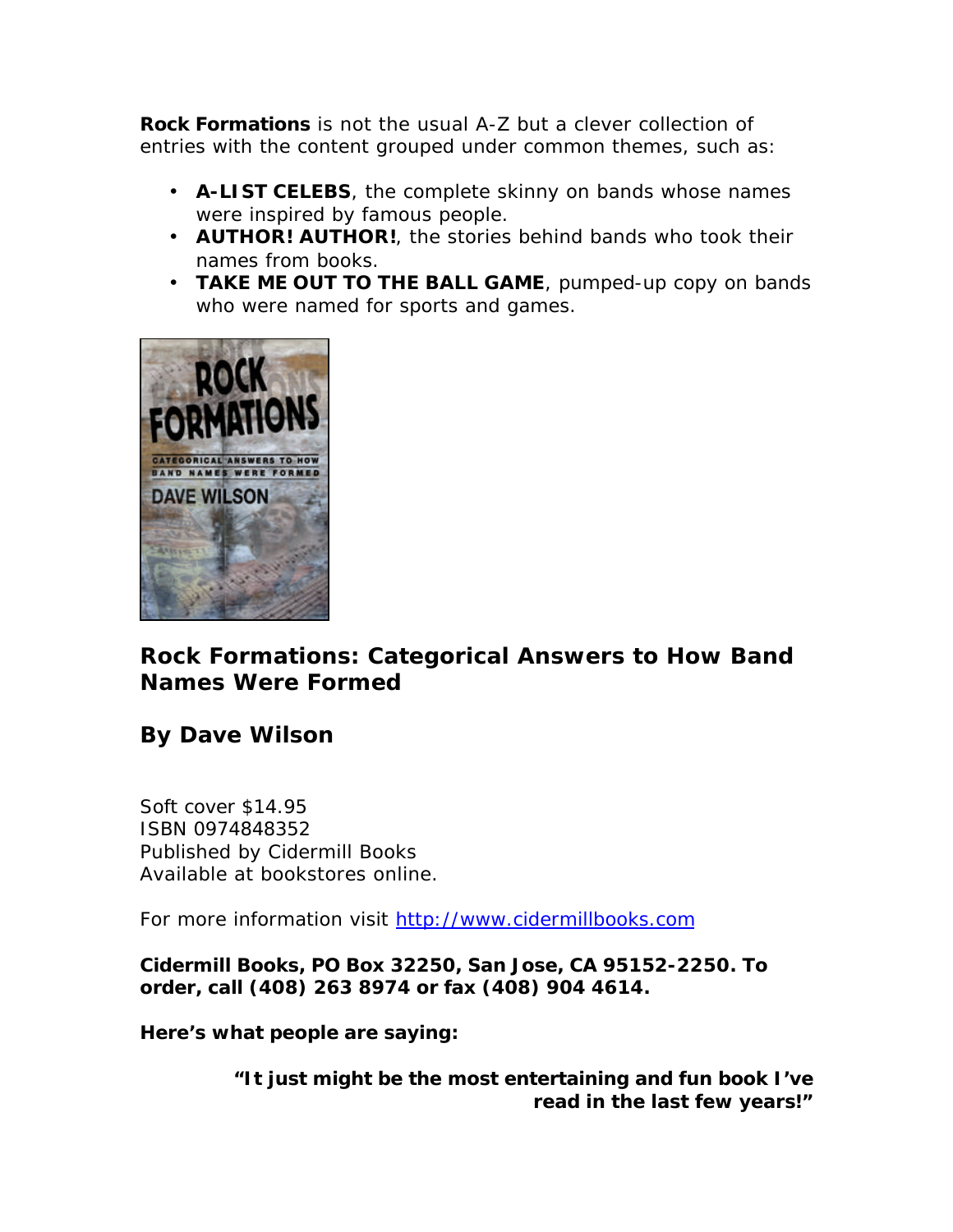**Rock Formations** is not the usual A-Z but a clever collection of entries with the content grouped under common themes, such as:

- **A-LIST CELEBS**, the complete skinny on bands whose names were inspired by famous people.
- **AUTHOR! AUTHOR!**, the stories behind bands who took their names from books.
- **TAKE ME OUT TO THE BALL GAME**, pumped-up copy on bands who were named for sports and games.

## Rock Formations: Categorical Answers to How Band Names Were Formed

## By Dave Wilson

Soft cover $14.95
ISBN 0974848352
Published by Cidermill Books
Available at bookstores online.

For more information visit [http://www.cidermillbooks.com](http://www.cidermillbooks.com)

**Cidermill Books, PO Box 32250, San Jose, CA 95152-2250. To order, call (408) 263 8974 or fax (408) 904 4614.**

**Here's what people are saying:**

> ***"It just might be the most entertaining and fun book I've read in the last few years!"***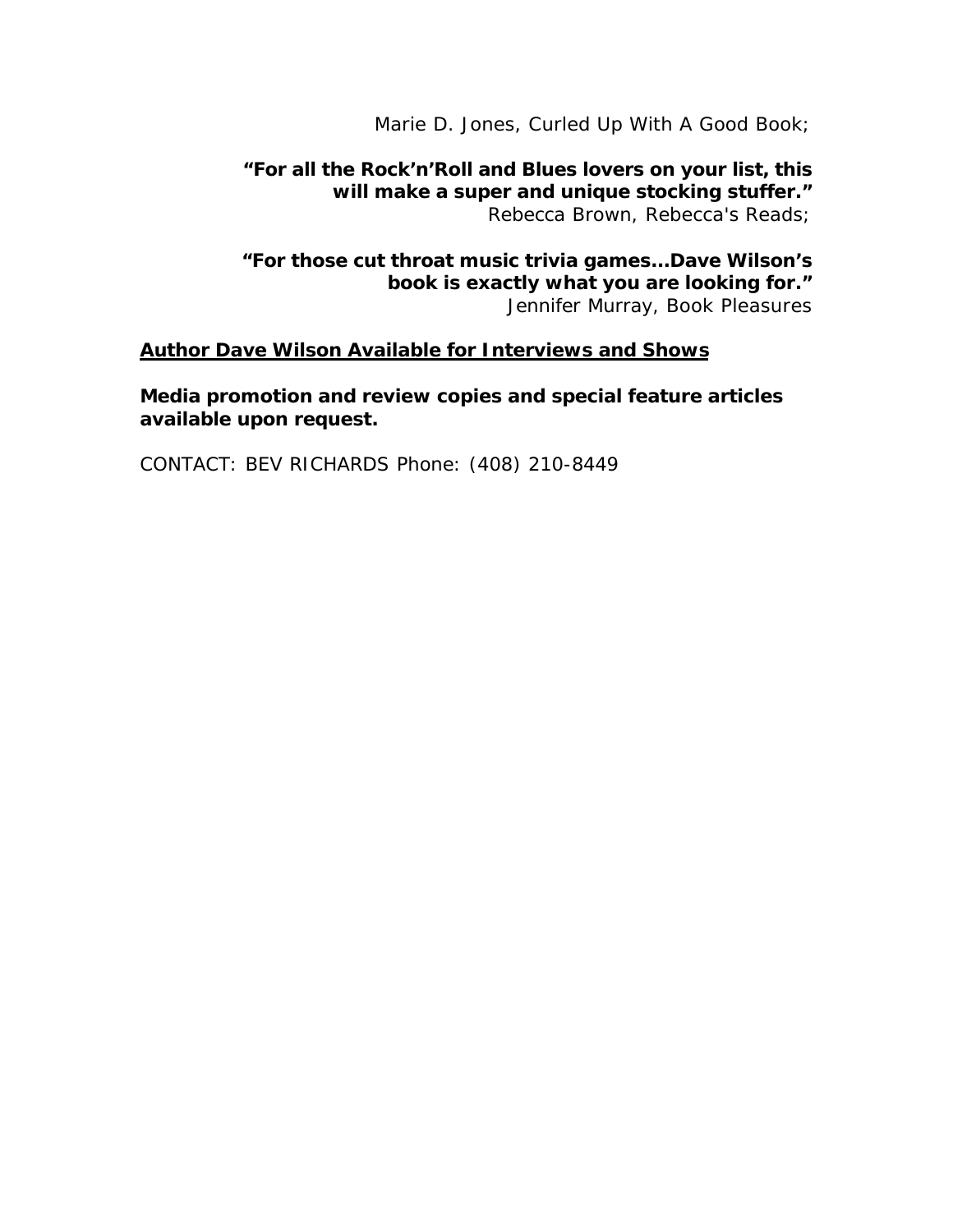Marie D. Jones, Curled Up With A Good Book;

**"For all the Rock'n'Roll and Blues lovers on your list, this will make a super and unique stocking stuffer."**
Rebecca Brown, Rebecca's Reads;

**"For those cut throat music trivia games…Dave Wilson's book is exactly what you are looking for."**
Jennifer Murray, Book Pleasures

**<u>Author Dave Wilson Available for Interviews and Shows</u>**

**Media promotion and review copies and special feature articles available upon request.**

CONTACT: BEV RICHARDS Phone: (408) 210-8449